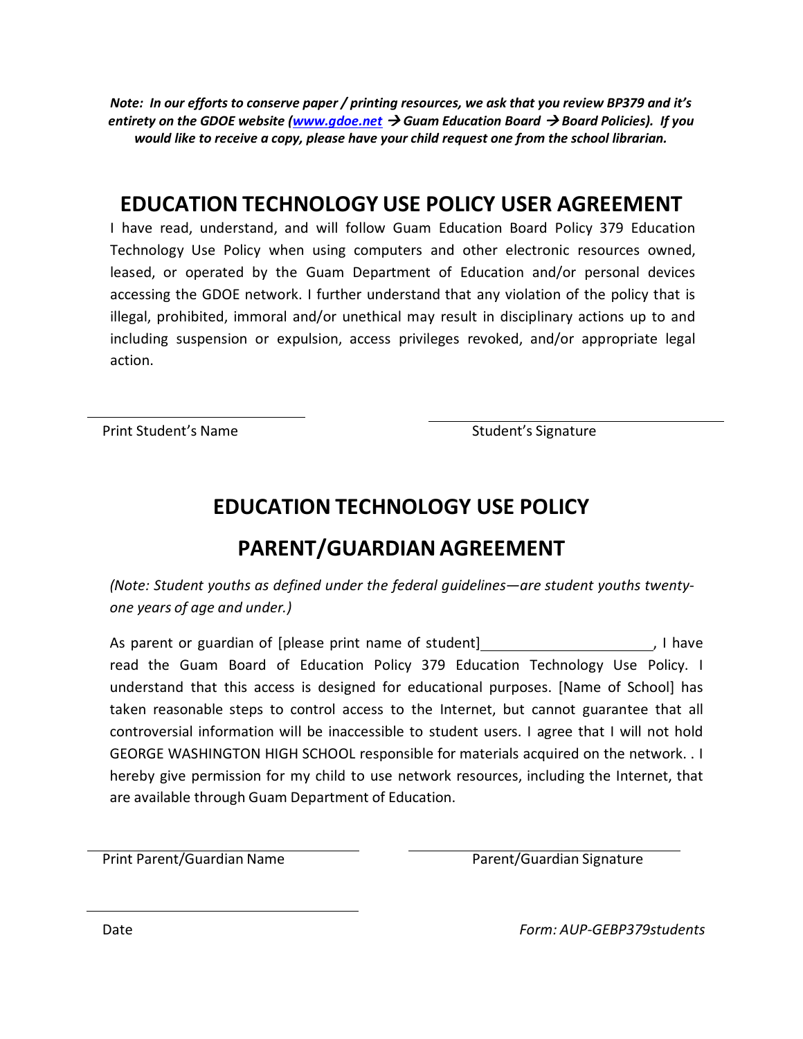***Note: In our efforts to conserve paper / printing resources, we ask that you review BP379 and it's entirety on the GDOE website ([www.gdoe.net](http://www.gdoe.net) → Guam Education Board → Board Policies). If you would like to receive a copy, please have your child request one from the school librarian.***

## EDUCATION TECHNOLOGY USE POLICY USER AGREEMENT

I have read, understand, and will follow Guam Education Board Policy 379 Education Technology Use Policy when using computers and other electronic resources owned, leased, or operated by the Guam Department of Education and/or personal devices accessing the GDOE network. I further understand that any violation of the policy that is illegal, prohibited, immoral and/or unethical may result in disciplinary actions up to and including suspension or expulsion, access privileges revoked, and/or appropriate legal action.

\_\_\_\_\_\_\_\_\_\_\_\_\_\_\_\_\_\_\_\_\_\_\_\_\_\_\_\_ \_\_\_\_\_\_\_\_\_\_\_\_\_\_\_\_\_\_\_\_\_\_\_\_\_\_\_\_

Print Student's Name Student's Signature

## EDUCATION TECHNOLOGY USE POLICY

## PARENT/GUARDIAN AGREEMENT

*(Note: Student youths as defined under the federal guidelines—are student youths twenty-one years of age and under.)*

As parent or guardian of [please print name of student]\_\_\_\_\_\_\_\_\_\_\_\_\_\_\_\_\_\_\_\_\_\_, I have read the Guam Board of Education Policy 379 Education Technology Use Policy. I understand that this access is designed for educational purposes. [Name of School] has taken reasonable steps to control access to the Internet, but cannot guarantee that all controversial information will be inaccessible to student users. I agree that I will not hold GEORGE WASHINGTON HIGH SCHOOL responsible for materials acquired on the network. . I hereby give permission for my child to use network resources, including the Internet, that are available through Guam Department of Education.

\_\_\_\_\_\_\_\_\_\_\_\_\_\_\_\_\_\_\_\_\_\_\_\_\_\_\_\_ \_\_\_\_\_\_\_\_\_\_\_\_\_\_\_\_\_\_\_\_\_\_\_\_\_\_\_\_

Print Parent/Guardian Name Parent/Guardian Signature

\_\_\_\_\_\_\_\_\_\_\_\_\_\_\_\_\_\_\_\_\_\_\_\_\_\_\_\_

Date

*Form: AUP-GEBP379students*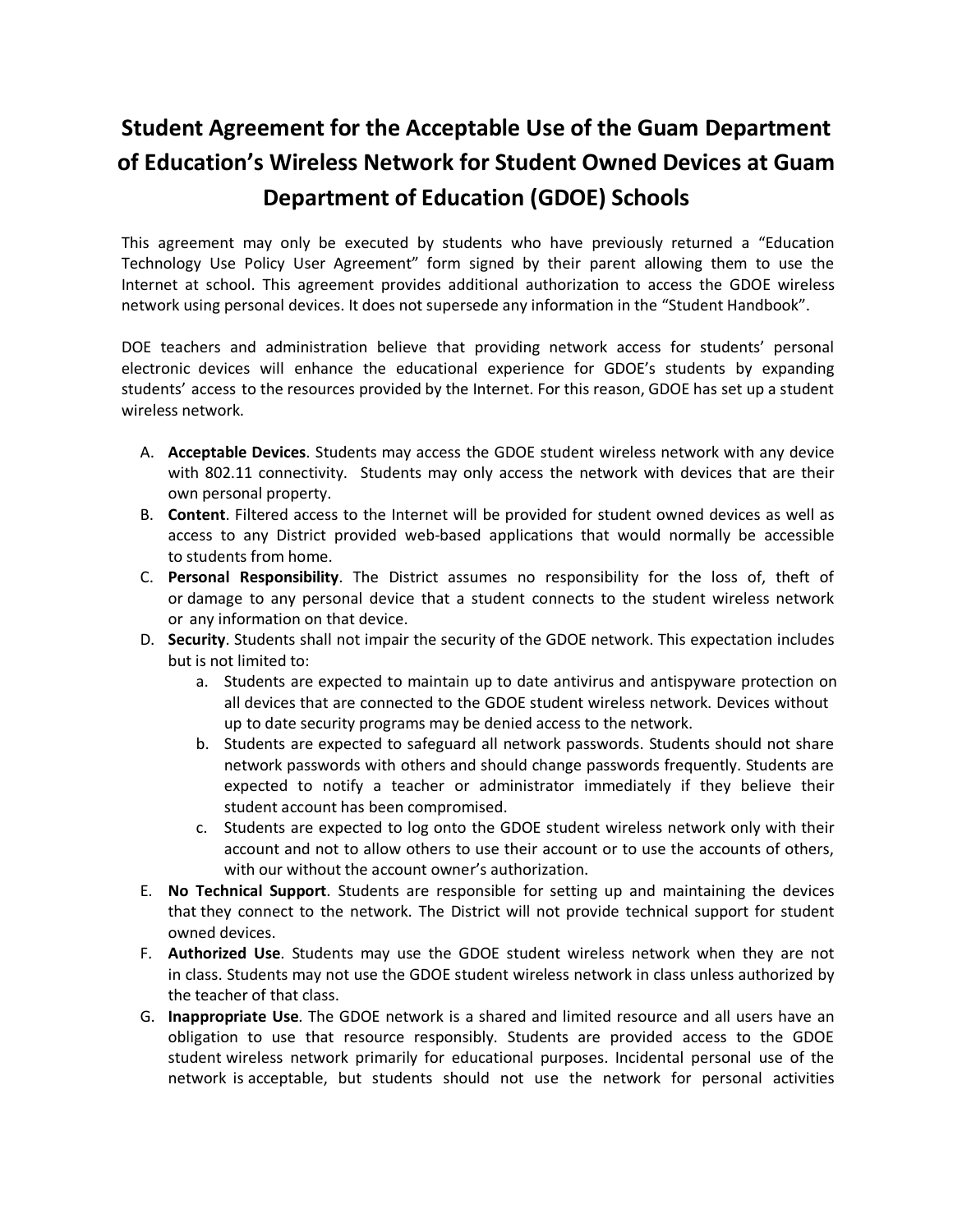# Student Agreement for the Acceptable Use of the Guam Department of Education's Wireless Network for Student Owned Devices at Guam Department of Education (GDOE) Schools

This agreement may only be executed by students who have previously returned a "Education Technology Use Policy User Agreement" form signed by their parent allowing them to use the Internet at school. This agreement provides additional authorization to access the GDOE wireless network using personal devices. It does not supersede any information in the "Student Handbook".

DOE teachers and administration believe that providing network access for students' personal electronic devices will enhance the educational experience for GDOE's students by expanding students' access to the resources provided by the Internet. For this reason, GDOE has set up a student wireless network.

A. **Acceptable Devices**. Students may access the GDOE student wireless network with any device with 802.11 connectivity. Students may only access the network with devices that are their own personal property.
B. **Content**. Filtered access to the Internet will be provided for student owned devices as well as access to any District provided web-based applications that would normally be accessible to students from home.
C. **Personal Responsibility**. The District assumes no responsibility for the loss of, theft of or damage to any personal device that a student connects to the student wireless network or any information on that device.
D. **Security**. Students shall not impair the security of the GDOE network. This expectation includes but is not limited to:
   a. Students are expected to maintain up to date antivirus and antispyware protection on all devices that are connected to the GDOE student wireless network. Devices without up to date security programs may be denied access to the network.
   b. Students are expected to safeguard all network passwords. Students should not share network passwords with others and should change passwords frequently. Students are expected to notify a teacher or administrator immediately if they believe their student account has been compromised.
   c. Students are expected to log onto the GDOE student wireless network only with their account and not to allow others to use their account or to use the accounts of others, with our without the account owner's authorization.
E. **No Technical Support**. Students are responsible for setting up and maintaining the devices that they connect to the network. The District will not provide technical support for student owned devices.
F. **Authorized Use**. Students may use the GDOE student wireless network when they are not in class. Students may not use the GDOE student wireless network in class unless authorized by the teacher of that class.
G. **Inappropriate Use**. The GDOE network is a shared and limited resource and all users have an obligation to use that resource responsibly. Students are provided access to the GDOE student wireless network primarily for educational purposes. Incidental personal use of the network is acceptable, but students should not use the network for personal activities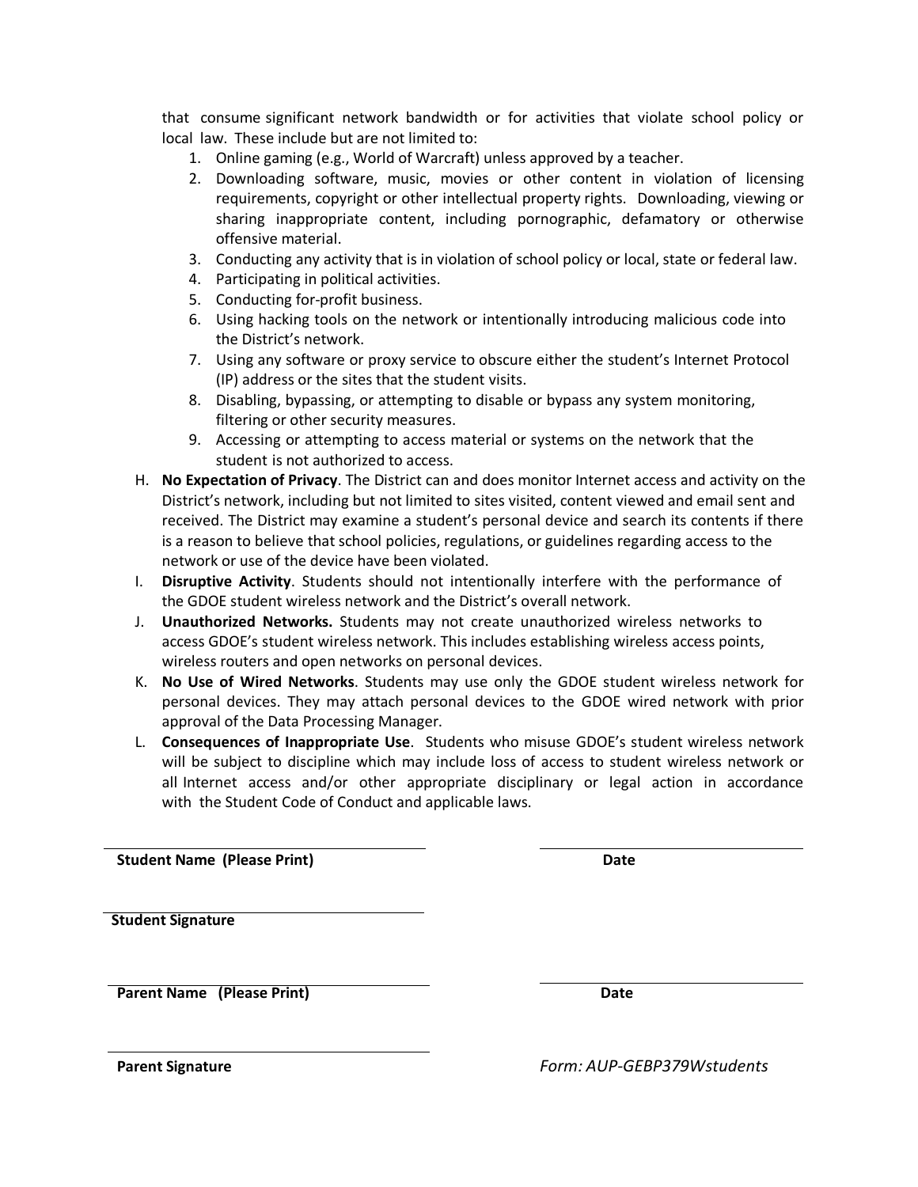that consume significant network bandwidth or for activities that violate school policy or local law. These include but are not limited to:

1. Online gaming (e.g., World of Warcraft) unless approved by a teacher.
2. Downloading software, music, movies or other content in violation of licensing requirements, copyright or other intellectual property rights. Downloading, viewing or sharing inappropriate content, including pornographic, defamatory or otherwise offensive material.
3. Conducting any activity that is in violation of school policy or local, state or federal law.
4. Participating in political activities.
5. Conducting for-profit business.
6. Using hacking tools on the network or intentionally introducing malicious code into the District's network.
7. Using any software or proxy service to obscure either the student's Internet Protocol (IP) address or the sites that the student visits.
8. Disabling, bypassing, or attempting to disable or bypass any system monitoring, filtering or other security measures.
9. Accessing or attempting to access material or systems on the network that the student is not authorized to access.

H. **No Expectation of Privacy**. The District can and does monitor Internet access and activity on the District's network, including but not limited to sites visited, content viewed and email sent and received. The District may examine a student's personal device and search its contents if there is a reason to believe that school policies, regulations, or guidelines regarding access to the network or use of the device have been violated.

I. **Disruptive Activity**. Students should not intentionally interfere with the performance of the GDOE student wireless network and the District's overall network.

J. **Unauthorized Networks.** Students may not create unauthorized wireless networks to access GDOE's student wireless network. This includes establishing wireless access points, wireless routers and open networks on personal devices.

K. **No Use of Wired Networks**. Students may use only the GDOE student wireless network for personal devices. They may attach personal devices to the GDOE wired network with prior approval of the Data Processing Manager.

L. **Consequences of Inappropriate Use**. Students who misuse GDOE's student wireless network will be subject to discipline which may include loss of access to student wireless network or all Internet access and/or other appropriate disciplinary or legal action in accordance with the Student Code of Conduct and applicable laws.

\_\_\_\_\_\_\_\_\_\_\_\_\_\_\_\_\_\_\_\_\_\_\_\_\_\_\_\_\_\_ \_\_\_\_\_\_\_\_\_\_\_\_\_\_\_\_\_\_\_\_

**Student Name (Please Print)** **Date**

\_\_\_\_\_\_\_\_\_\_\_\_\_\_\_\_\_\_\_\_\_\_\_\_\_\_\_\_\_\_

**Student Signature**

\_\_\_\_\_\_\_\_\_\_\_\_\_\_\_\_\_\_\_\_\_\_\_\_\_\_\_\_\_\_ \_\_\_\_\_\_\_\_\_\_\_\_\_\_\_\_\_\_\_\_

**Parent Name (Please Print)** **Date**

\_\_\_\_\_\_\_\_\_\_\_\_\_\_\_\_\_\_\_\_\_\_\_\_\_\_\_\_\_\_

**Parent Signature**

*Form: AUP-GEBP379Wstudents*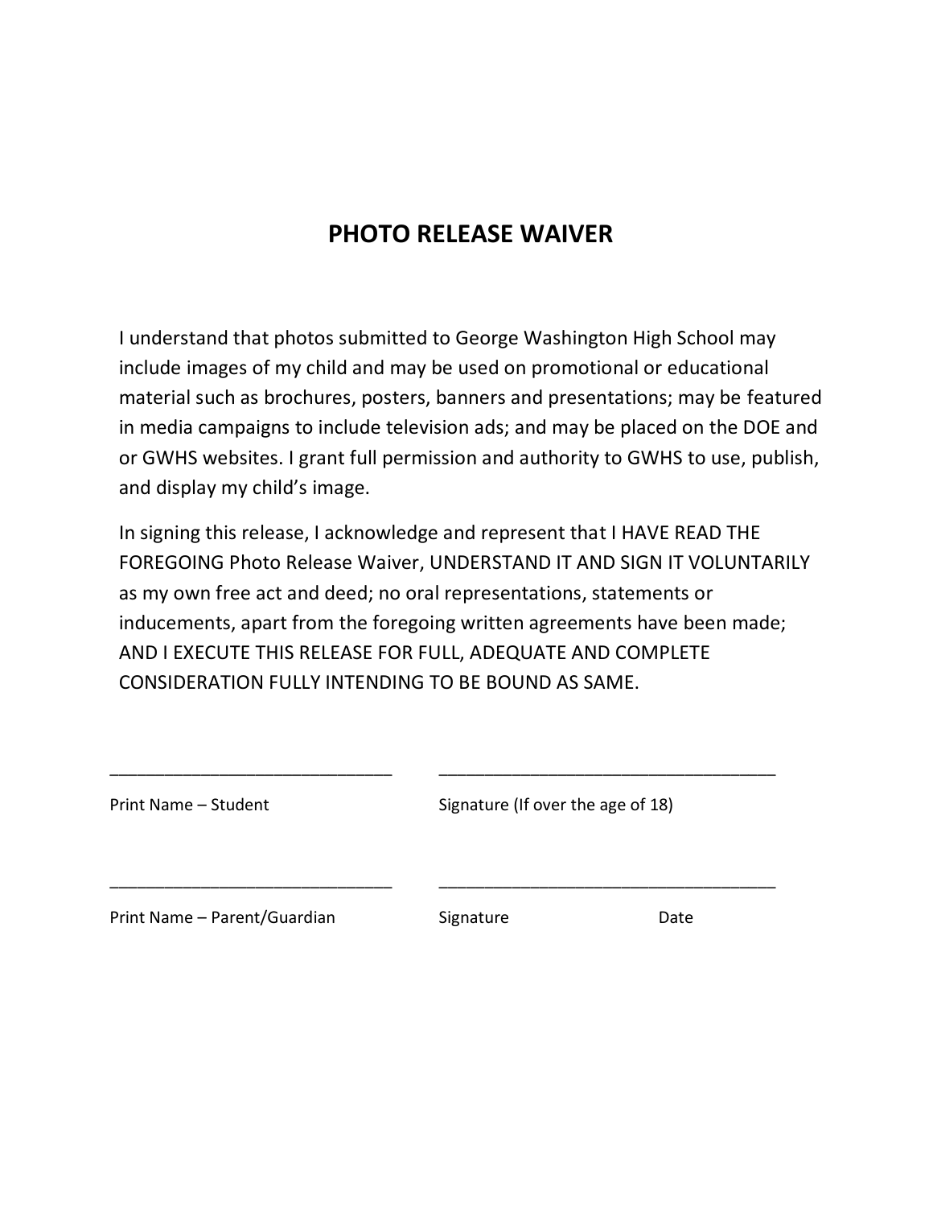# PHOTO RELEASE WAIVER

I understand that photos submitted to George Washington High School may include images of my child and may be used on promotional or educational material such as brochures, posters, banners and presentations; may be featured in media campaigns to include television ads; and may be placed on the DOE and or GWHS websites. I grant full permission and authority to GWHS to use, publish, and display my child's image.

In signing this release, I acknowledge and represent that I HAVE READ THE FOREGOING Photo Release Waiver, UNDERSTAND IT AND SIGN IT VOLUNTARILY as my own free act and deed; no oral representations, statements or inducements, apart from the foregoing written agreements have been made; AND I EXECUTE THIS RELEASE FOR FULL, ADEQUATE AND COMPLETE CONSIDERATION FULLY INTENDING TO BE BOUND AS SAME.

______________________________ ______________________________

Print Name – Student Signature (If over the age of 18)

______________________________ ______________________________

Print Name – Parent/Guardian Signature Date